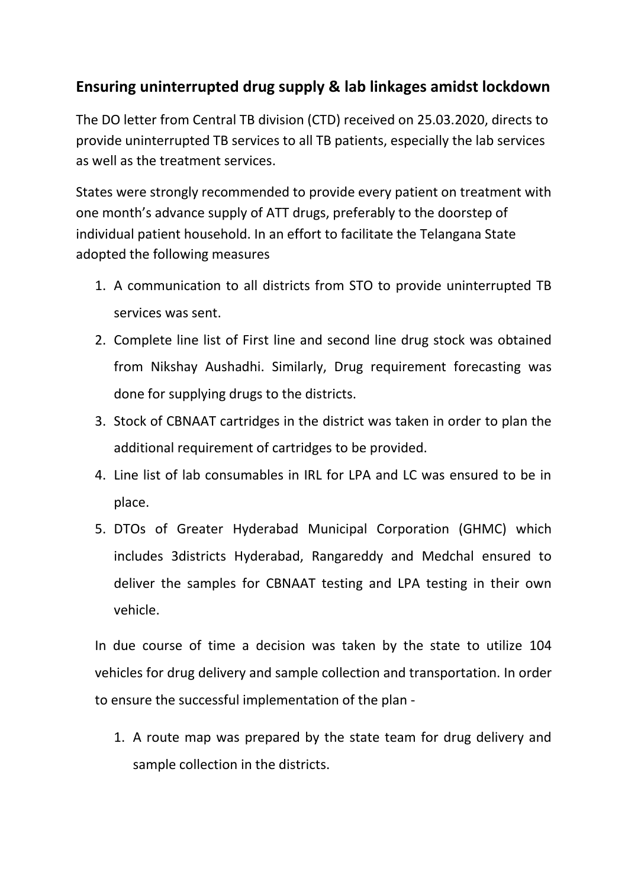## Ensuring uninterrupted drug supply & lab linkages amidst lockdown

The DO letter from Central TB division (CTD) received on 25.03.2020, directs to provide uninterrupted TB services to all TB patients, especially the lab services as well as the treatment services.

States were strongly recommended to provide every patient on treatment with one month's advance supply of ATT drugs, preferably to the doorstep of individual patient household. In an effort to facilitate the Telangana State adopted the following measures

1. A communication to all districts from STO to provide uninterrupted TB services was sent.
2. Complete line list of First line and second line drug stock was obtained from Nikshay Aushadhi. Similarly, Drug requirement forecasting was done for supplying drugs to the districts.
3. Stock of CBNAAT cartridges in the district was taken in order to plan the additional requirement of cartridges to be provided.
4. Line list of lab consumables in IRL for LPA and LC was ensured to be in place.
5. DTOs of Greater Hyderabad Municipal Corporation (GHMC) which includes 3districts Hyderabad, Rangareddy and Medchal ensured to deliver the samples for CBNAAT testing and LPA testing in their own vehicle.

In due course of time a decision was taken by the state to utilize 104 vehicles for drug delivery and sample collection and transportation. In order to ensure the successful implementation of the plan -

1. A route map was prepared by the state team for drug delivery and sample collection in the districts.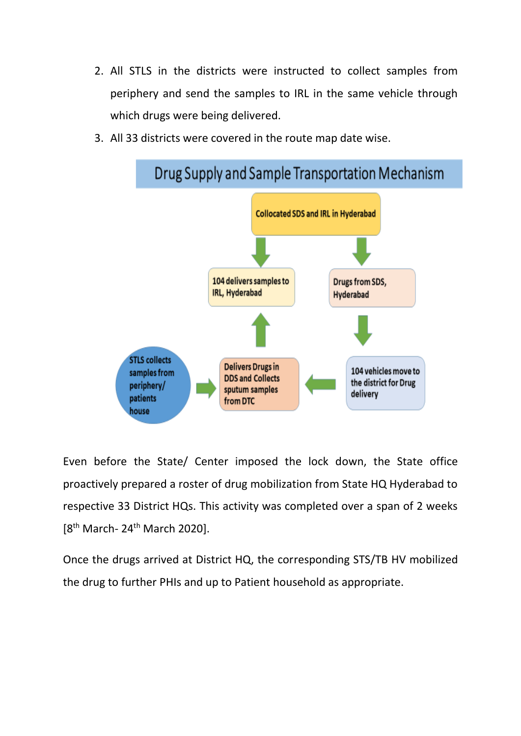2. All STLS in the districts were instructed to collect samples from periphery and send the samples to IRL in the same vehicle through which drugs were being delivered.
3. All 33 districts were covered in the route map date wise.

**Drug Supply and Sample Transportation Mechanism**

- Collocated SDS and IRL in Hyderabad
- 104 delivers samples to IRL, Hyderabad
- Drugs from SDS, Hyderabad
- STLS collects samples from periphery/ patients house
- Delivers Drugs in DDS and Collects sputum samples from DTC
- 104 vehicles move to the district for Drug delivery

Even before the State/ Center imposed the lock down, the State office proactively prepared a roster of drug mobilization from State HQ Hyderabad to respective 33 District HQs. This activity was completed over a span of 2 weeks [8th March- 24th March 2020].

Once the drugs arrived at District HQ, the corresponding STS/TB HV mobilized the drug to further PHIs and up to Patient household as appropriate.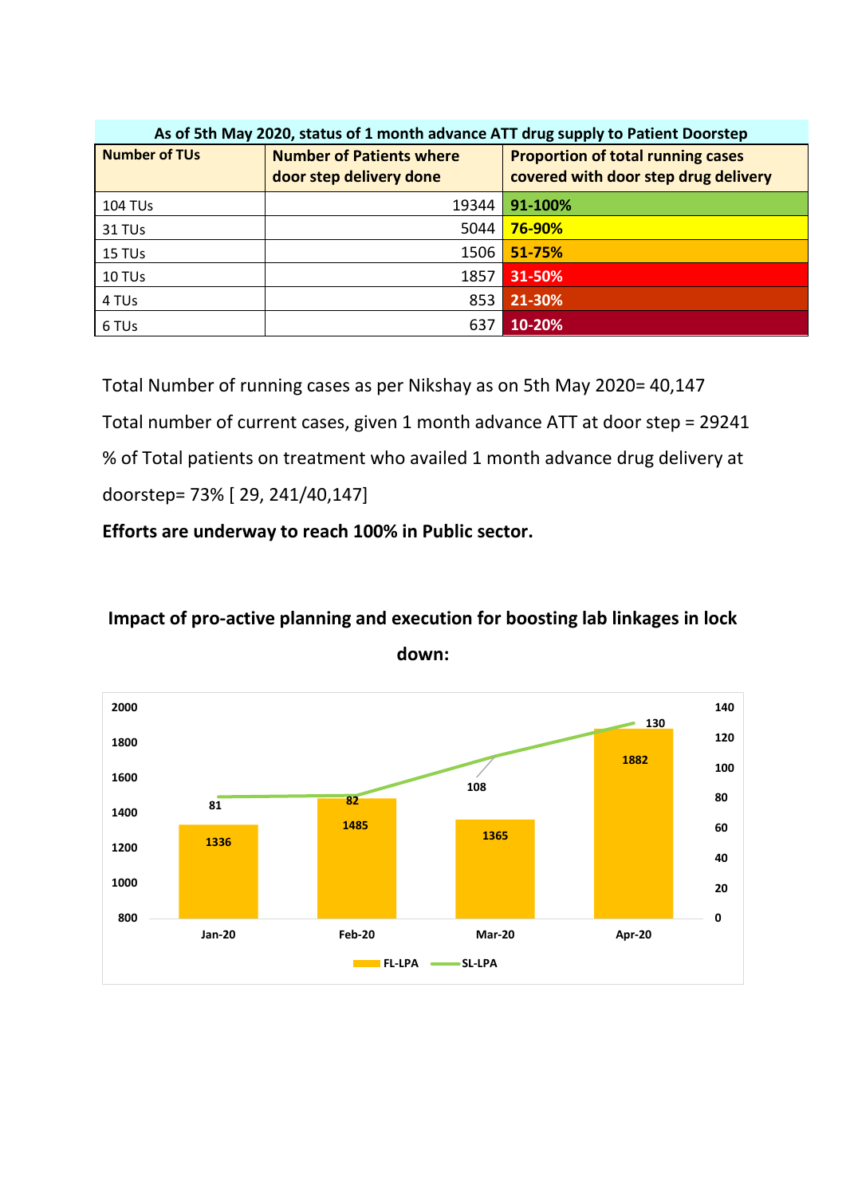| As of 5th May 2020, status of 1 month advance ATT drug supply to Patient Doorstep | | |
|---|---|---|
| **Number of TUs** | **Number of Patients where door step delivery done** | **Proportion of total running cases covered with door step drug delivery** |
| 104 TUs | 19344 | **91-100%** |
| 31 TUs | 5044 | **76-90%** |
| 15 TUs | 1506 | **51-75%** |
| 10 TUs | 1857 | **31-50%** |
| 4 TUs | 853 | **21-30%** |
| 6 TUs | 637 | **10-20%** |

Total Number of running cases as per Nikshay as on 5th May 2020= 40,147

Total number of current cases, given 1 month advance ATT at door step = 29241

% of Total patients on treatment who availed 1 month advance drug delivery at doorstep= 73% [ 29, 241/40,147]

**Efforts are underway to reach 100% in Public sector.**

## Impact of pro-active planning and execution for boosting lab linkages in lock down:

| Month | FL-LPA | SL-LPA |
|---|---|---|
| Jan-20 | 1336 | 81 |
| Feb-20 | 1485 | 82 |
| Mar-20 | 1365 | 108 |
| Apr-20 | 1882 | 130 |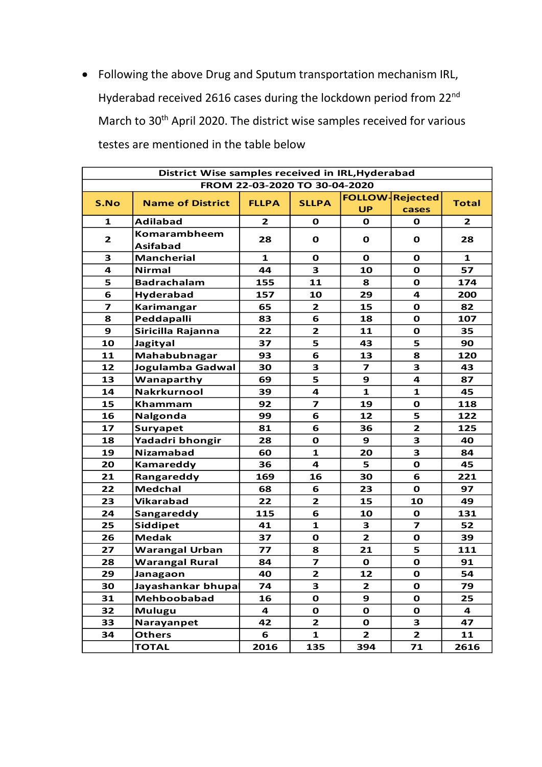- Following the above Drug and Sputum transportation mechanism IRL, Hyderabad received 2616 cases during the lockdown period from 22nd March to 30th April 2020. The district wise samples received for various testes are mentioned in the table below

| District Wise samples received in IRL,Hyderabad | | | | | | |
|---|---|---|---|---|---|---|
| FROM 22-03-2020 TO 30-04-2020 | | | | | | |
| S.No | Name of District | FLLPA | SLLPA | FOLLOW-UP | Rejected cases | Total |
| 1 | Adilabad | 2 | 0 | 0 | 0 | 2 |
| 2 | Komarambheem Asifabad | 28 | 0 | 0 | 0 | 28 |
| 3 | Mancherial | 1 | 0 | 0 | 0 | 1 |
| 4 | Nirmal | 44 | 3 | 10 | 0 | 57 |
| 5 | Badrachalam | 155 | 11 | 8 | 0 | 174 |
| 6 | Hyderabad | 157 | 10 | 29 | 4 | 200 |
| 7 | Karimangar | 65 | 2 | 15 | 0 | 82 |
| 8 | Peddapalli | 83 | 6 | 18 | 0 | 107 |
| 9 | Siricilla Rajanna | 22 | 2 | 11 | 0 | 35 |
| 10 | Jagityal | 37 | 5 | 43 | 5 | 90 |
| 11 | Mahabubnagar | 93 | 6 | 13 | 8 | 120 |
| 12 | Jogulamba Gadwal | 30 | 3 | 7 | 3 | 43 |
| 13 | Wanaparthy | 69 | 5 | 9 | 4 | 87 |
| 14 | Nakrkurnool | 39 | 4 | 1 | 1 | 45 |
| 15 | Khammam | 92 | 7 | 19 | 0 | 118 |
| 16 | Nalgonda | 99 | 6 | 12 | 5 | 122 |
| 17 | Suryapet | 81 | 6 | 36 | 2 | 125 |
| 18 | Yadadri bhongir | 28 | 0 | 9 | 3 | 40 |
| 19 | Nizamabad | 60 | 1 | 20 | 3 | 84 |
| 20 | Kamareddy | 36 | 4 | 5 | 0 | 45 |
| 21 | Rangareddy | 169 | 16 | 30 | 6 | 221 |
| 22 | Medchal | 68 | 6 | 23 | 0 | 97 |
| 23 | Vikarabad | 22 | 2 | 15 | 10 | 49 |
| 24 | Sangareddy | 115 | 6 | 10 | 0 | 131 |
| 25 | Siddipet | 41 | 1 | 3 | 7 | 52 |
| 26 | Medak | 37 | 0 | 2 | 0 | 39 |
| 27 | Warangal Urban | 77 | 8 | 21 | 5 | 111 |
| 28 | Warangal Rural | 84 | 7 | 0 | 0 | 91 |
| 29 | Janagaon | 40 | 2 | 12 | 0 | 54 |
| 30 | Jayashankar bhupal | 74 | 3 | 2 | 0 | 79 |
| 31 | Mehboobabad | 16 | 0 | 9 | 0 | 25 |
| 32 | Mulugu | 4 | 0 | 0 | 0 | 4 |
| 33 | Narayanpet | 42 | 2 | 0 | 3 | 47 |
| 34 | Others | 6 | 1 | 2 | 2 | 11 |
| | TOTAL | 2016 | 135 | 394 | 71 | 2616 |